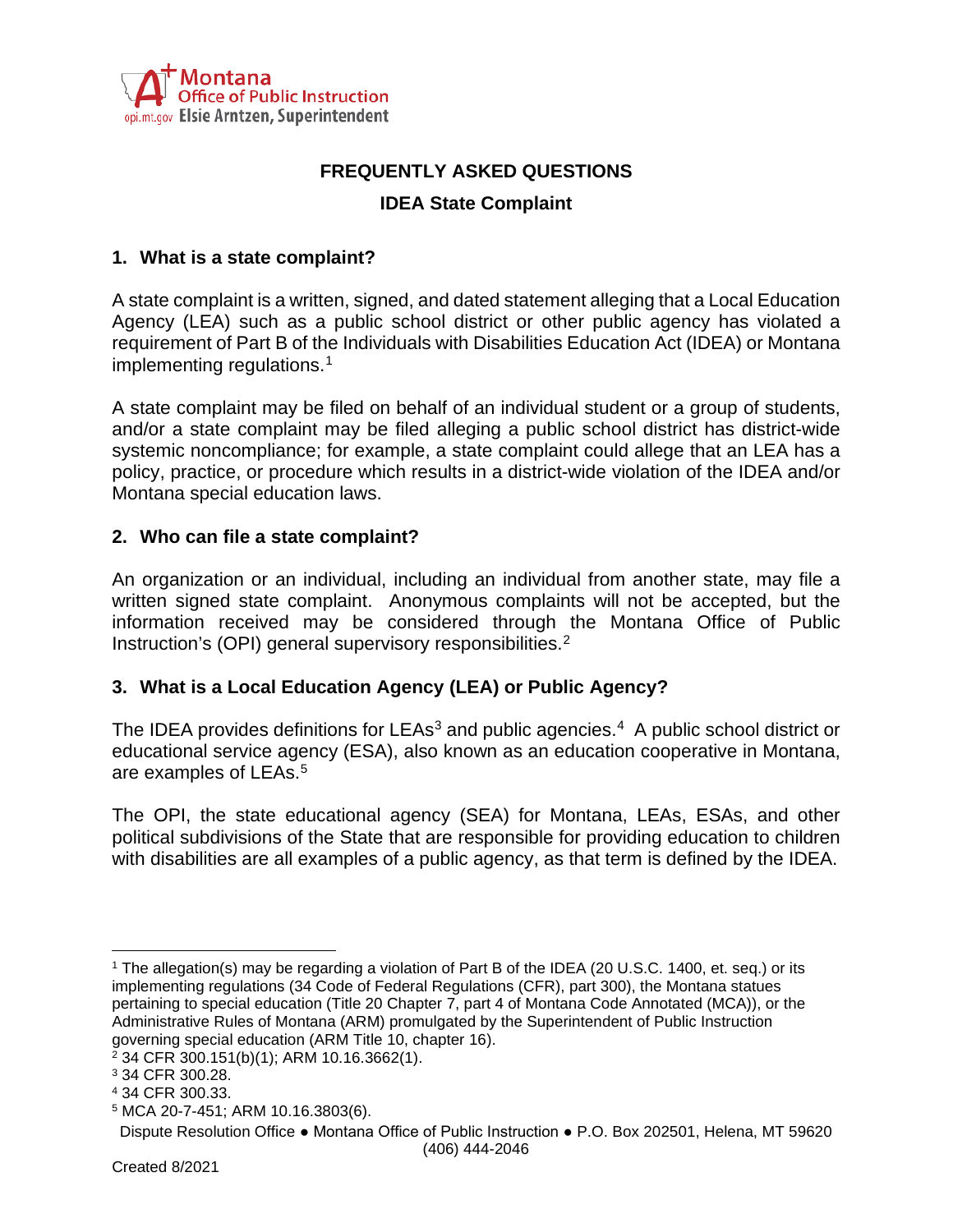Montana Office of Public Instruction
opi.mt.gov Elsie Arntzen, Superintendent

# FREQUENTLY ASKED QUESTIONS

## IDEA State Complaint

### 1. What is a state complaint?

A state complaint is a written, signed, and dated statement alleging that a Local Education Agency (LEA) such as a public school district or other public agency has violated a requirement of Part B of the Individuals with Disabilities Education Act (IDEA) or Montana implementing regulations.[1]

A state complaint may be filed on behalf of an individual student or a group of students, and/or a state complaint may be filed alleging a public school district has district-wide systemic noncompliance; for example, a state complaint could allege that an LEA has a policy, practice, or procedure which results in a district-wide violation of the IDEA and/or Montana special education laws.

### 2. Who can file a state complaint?

An organization or an individual, including an individual from another state, may file a written signed state complaint. Anonymous complaints will not be accepted, but the information received may be considered through the Montana Office of Public Instruction's (OPI) general supervisory responsibilities.[2]

### 3. What is a Local Education Agency (LEA) or Public Agency?

The IDEA provides definitions for LEAs[3] and public agencies.[4] A public school district or educational service agency (ESA), also known as an education cooperative in Montana, are examples of LEAs.[5]

The OPI, the state educational agency (SEA) for Montana, LEAs, ESAs, and other political subdivisions of the State that are responsible for providing education to children with disabilities are all examples of a public agency, as that term is defined by the IDEA.

---

[1] The allegation(s) may be regarding a violation of Part B of the IDEA (20 U.S.C. 1400, et. seq.) or its implementing regulations (34 Code of Federal Regulations (CFR), part 300), the Montana statues pertaining to special education (Title 20 Chapter 7, part 4 of Montana Code Annotated (MCA)), or the Administrative Rules of Montana (ARM) promulgated by the Superintendent of Public Instruction governing special education (ARM Title 10, chapter 16).

[2] 34 CFR 300.151(b)(1); ARM 10.16.3662(1).

[3] 34 CFR 300.28.

[4] 34 CFR 300.33.

[5] MCA 20-7-451; ARM 10.16.3803(6).

Dispute Resolution Office ● Montana Office of Public Instruction ● P.O. Box 202501, Helena, MT 59620 (406) 444-2046

Created 8/2021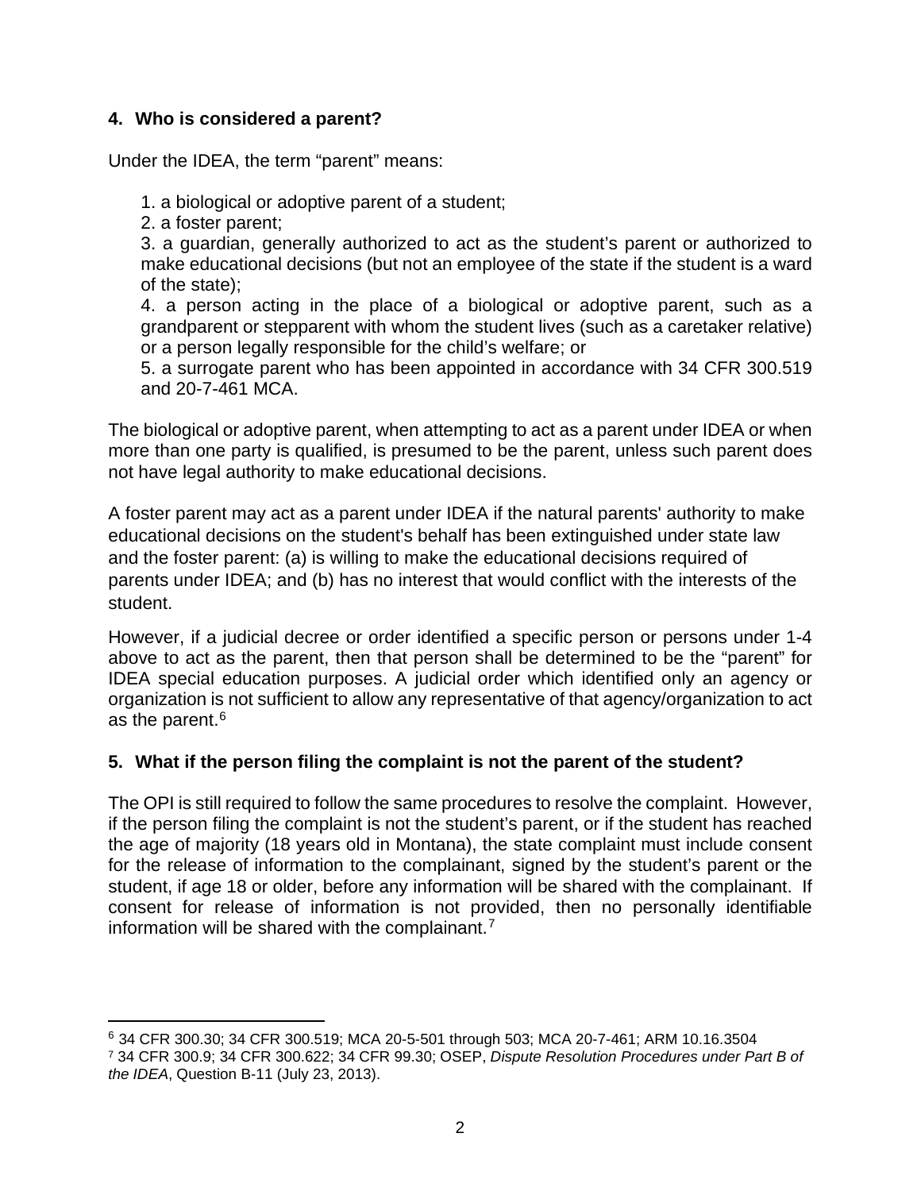### 4. Who is considered a parent?

Under the IDEA, the term "parent" means:

1. a biological or adoptive parent of a student;
2. a foster parent;
3. a guardian, generally authorized to act as the student's parent or authorized to make educational decisions (but not an employee of the state if the student is a ward of the state);
4. a person acting in the place of a biological or adoptive parent, such as a grandparent or stepparent with whom the student lives (such as a caretaker relative) or a person legally responsible for the child's welfare; or
5. a surrogate parent who has been appointed in accordance with 34 CFR 300.519 and 20-7-461 MCA.

The biological or adoptive parent, when attempting to act as a parent under IDEA or when more than one party is qualified, is presumed to be the parent, unless such parent does not have legal authority to make educational decisions.

A foster parent may act as a parent under IDEA if the natural parents' authority to make educational decisions on the student's behalf has been extinguished under state law and the foster parent: (a) is willing to make the educational decisions required of parents under IDEA; and (b) has no interest that would conflict with the interests of the student.

However, if a judicial decree or order identified a specific person or persons under 1-4 above to act as the parent, then that person shall be determined to be the "parent" for IDEA special education purposes. A judicial order which identified only an agency or organization is not sufficient to allow any representative of that agency/organization to act as the parent.[6]

### 5. What if the person filing the complaint is not the parent of the student?

The OPI is still required to follow the same procedures to resolve the complaint. However, if the person filing the complaint is not the student's parent, or if the student has reached the age of majority (18 years old in Montana), the state complaint must include consent for the release of information to the complainant, signed by the student's parent or the student, if age 18 or older, before any information will be shared with the complainant. If consent for release of information is not provided, then no personally identifiable information will be shared with the complainant.[7]

---

[6] 34 CFR 300.30; 34 CFR 300.519; MCA 20-5-501 through 503; MCA 20-7-461; ARM 10.16.3504

[7] 34 CFR 300.9; 34 CFR 300.622; 34 CFR 99.30; OSEP, *Dispute Resolution Procedures under Part B of the IDEA*, Question B-11 (July 23, 2013).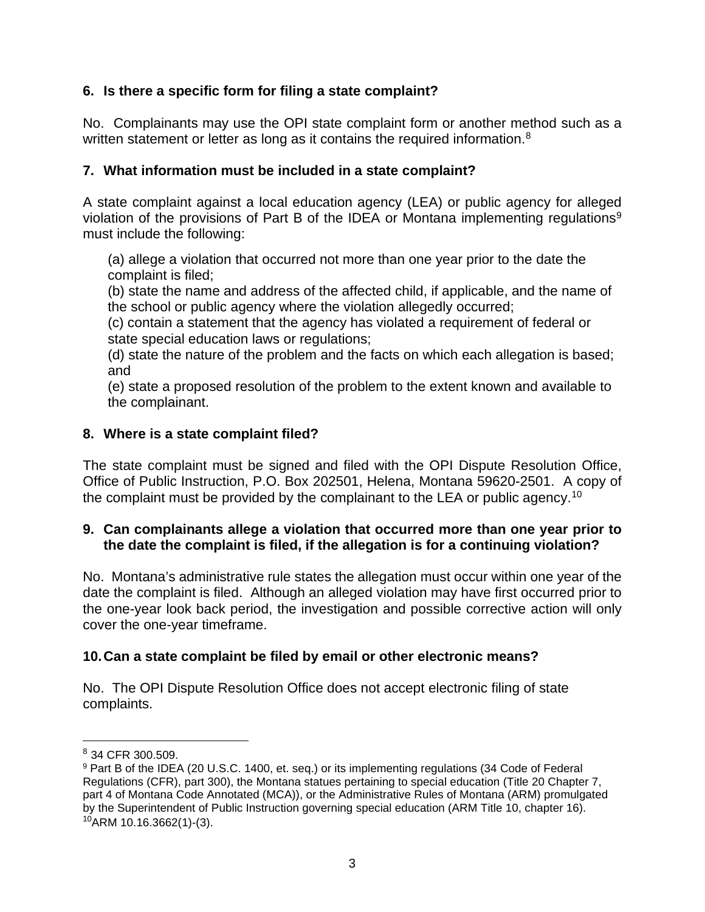### 6. Is there a specific form for filing a state complaint?

No. Complainants may use the OPI state complaint form or another method such as a written statement or letter as long as it contains the required information.[8]

### 7. What information must be included in a state complaint?

A state complaint against a local education agency (LEA) or public agency for alleged violation of the provisions of Part B of the IDEA or Montana implementing regulations[9] must include the following:

(a) allege a violation that occurred not more than one year prior to the date the complaint is filed;
(b) state the name and address of the affected child, if applicable, and the name of the school or public agency where the violation allegedly occurred;
(c) contain a statement that the agency has violated a requirement of federal or state special education laws or regulations;
(d) state the nature of the problem and the facts on which each allegation is based; and
(e) state a proposed resolution of the problem to the extent known and available to the complainant.

### 8. Where is a state complaint filed?

The state complaint must be signed and filed with the OPI Dispute Resolution Office, Office of Public Instruction, P.O. Box 202501, Helena, Montana 59620-2501. A copy of the complaint must be provided by the complainant to the LEA or public agency.[10]

### 9. Can complainants allege a violation that occurred more than one year prior to the date the complaint is filed, if the allegation is for a continuing violation?

No. Montana's administrative rule states the allegation must occur within one year of the date the complaint is filed. Although an alleged violation may have first occurred prior to the one-year look back period, the investigation and possible corrective action will only cover the one-year timeframe.

### 10. Can a state complaint be filed by email or other electronic means?

No. The OPI Dispute Resolution Office does not accept electronic filing of state complaints.

---

[8] 34 CFR 300.509.

[9] Part B of the IDEA (20 U.S.C. 1400, et. seq.) or its implementing regulations (34 Code of Federal Regulations (CFR), part 300), the Montana statues pertaining to special education (Title 20 Chapter 7, part 4 of Montana Code Annotated (MCA)), or the Administrative Rules of Montana (ARM) promulgated by the Superintendent of Public Instruction governing special education (ARM Title 10, chapter 16).

[10] ARM 10.16.3662(1)-(3).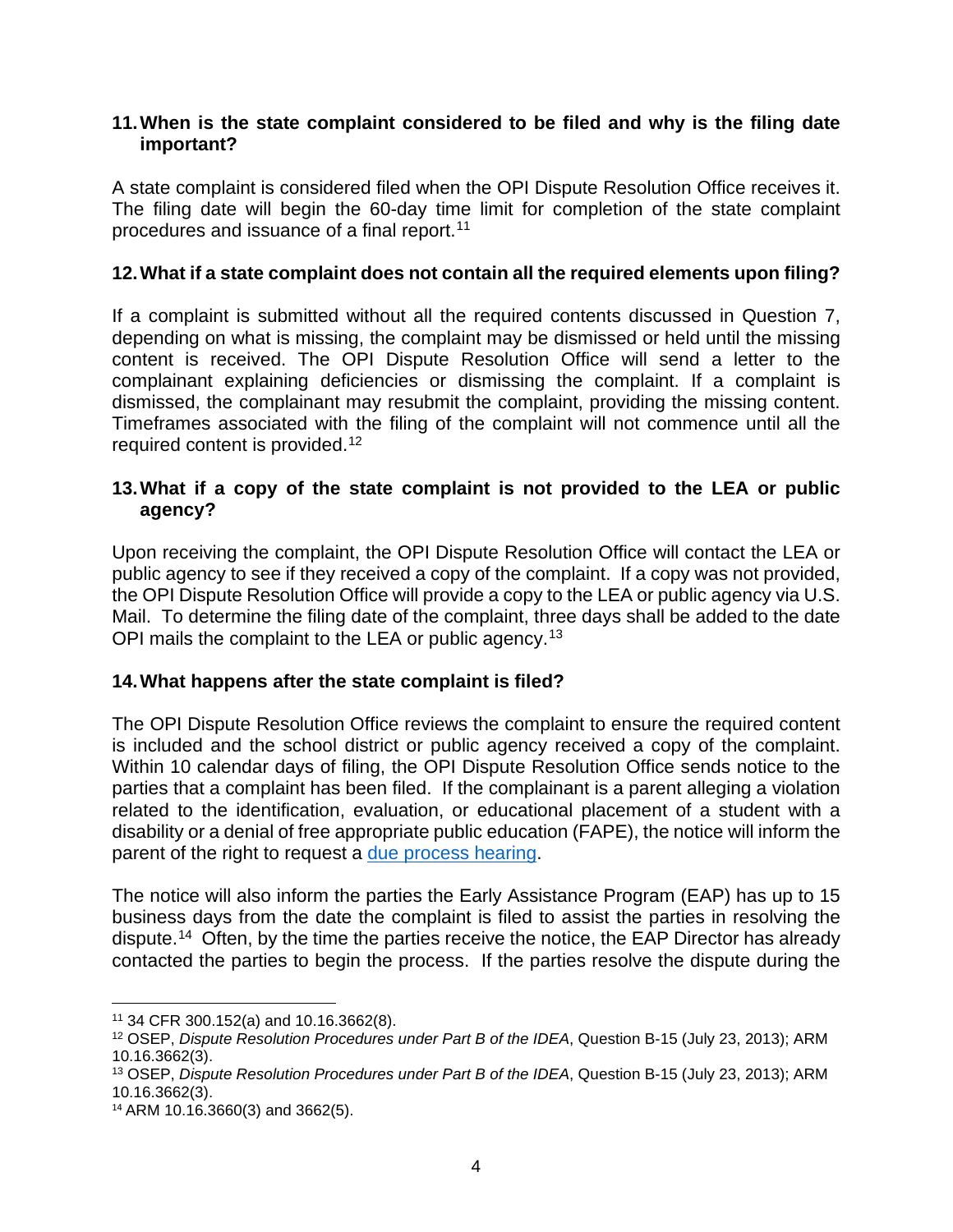### 11. When is the state complaint considered to be filed and why is the filing date important?

A state complaint is considered filed when the OPI Dispute Resolution Office receives it. The filing date will begin the 60-day time limit for completion of the state complaint procedures and issuance of a final report.[11]

### 12. What if a state complaint does not contain all the required elements upon filing?

If a complaint is submitted without all the required contents discussed in Question 7, depending on what is missing, the complaint may be dismissed or held until the missing content is received. The OPI Dispute Resolution Office will send a letter to the complainant explaining deficiencies or dismissing the complaint. If a complaint is dismissed, the complainant may resubmit the complaint, providing the missing content. Timeframes associated with the filing of the complaint will not commence until all the required content is provided.[12]

### 13. What if a copy of the state complaint is not provided to the LEA or public agency?

Upon receiving the complaint, the OPI Dispute Resolution Office will contact the LEA or public agency to see if they received a copy of the complaint. If a copy was not provided, the OPI Dispute Resolution Office will provide a copy to the LEA or public agency via U.S. Mail. To determine the filing date of the complaint, three days shall be added to the date OPI mails the complaint to the LEA or public agency.[13]

### 14. What happens after the state complaint is filed?

The OPI Dispute Resolution Office reviews the complaint to ensure the required content is included and the school district or public agency received a copy of the complaint. Within 10 calendar days of filing, the OPI Dispute Resolution Office sends notice to the parties that a complaint has been filed. If the complainant is a parent alleging a violation related to the identification, evaluation, or educational placement of a student with a disability or a denial of free appropriate public education (FAPE), the notice will inform the parent of the right to request a due process hearing.

The notice will also inform the parties the Early Assistance Program (EAP) has up to 15 business days from the date the complaint is filed to assist the parties in resolving the dispute.[14] Often, by the time the parties receive the notice, the EAP Director has already contacted the parties to begin the process. If the parties resolve the dispute during the

---

[11] 34 CFR 300.152(a) and 10.16.3662(8).

[12] OSEP, *Dispute Resolution Procedures under Part B of the IDEA*, Question B-15 (July 23, 2013); ARM 10.16.3662(3).

[13] OSEP, *Dispute Resolution Procedures under Part B of the IDEA*, Question B-15 (July 23, 2013); ARM 10.16.3662(3).

[14] ARM 10.16.3660(3) and 3662(5).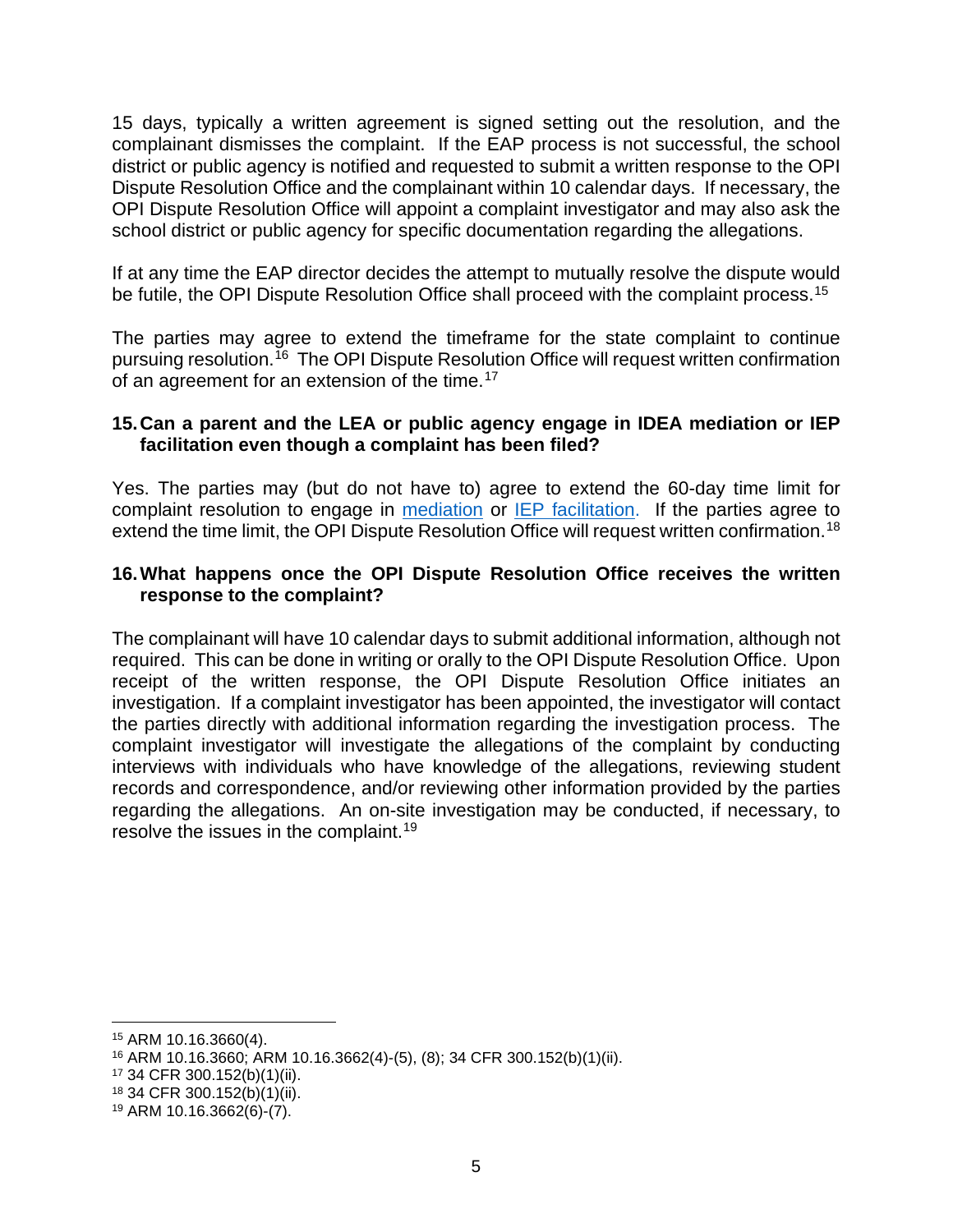15 days, typically a written agreement is signed setting out the resolution, and the complainant dismisses the complaint. If the EAP process is not successful, the school district or public agency is notified and requested to submit a written response to the OPI Dispute Resolution Office and the complainant within 10 calendar days. If necessary, the OPI Dispute Resolution Office will appoint a complaint investigator and may also ask the school district or public agency for specific documentation regarding the allegations.

If at any time the EAP director decides the attempt to mutually resolve the dispute would be futile, the OPI Dispute Resolution Office shall proceed with the complaint process.[15]

The parties may agree to extend the timeframe for the state complaint to continue pursuing resolution.[16] The OPI Dispute Resolution Office will request written confirmation of an agreement for an extension of the time.[17]

### 15. Can a parent and the LEA or public agency engage in IDEA mediation or IEP facilitation even though a complaint has been filed?

Yes. The parties may (but do not have to) agree to extend the 60-day time limit for complaint resolution to engage in mediation or IEP facilitation. If the parties agree to extend the time limit, the OPI Dispute Resolution Office will request written confirmation.[18]

### 16. What happens once the OPI Dispute Resolution Office receives the written response to the complaint?

The complainant will have 10 calendar days to submit additional information, although not required. This can be done in writing or orally to the OPI Dispute Resolution Office. Upon receipt of the written response, the OPI Dispute Resolution Office initiates an investigation. If a complaint investigator has been appointed, the investigator will contact the parties directly with additional information regarding the investigation process. The complaint investigator will investigate the allegations of the complaint by conducting interviews with individuals who have knowledge of the allegations, reviewing student records and correspondence, and/or reviewing other information provided by the parties regarding the allegations. An on-site investigation may be conducted, if necessary, to resolve the issues in the complaint.[19]

---

[15] ARM 10.16.3660(4).
[16] ARM 10.16.3660; ARM 10.16.3662(4)-(5), (8); 34 CFR 300.152(b)(1)(ii).
[17] 34 CFR 300.152(b)(1)(ii).
[18] 34 CFR 300.152(b)(1)(ii).
[19] ARM 10.16.3662(6)-(7).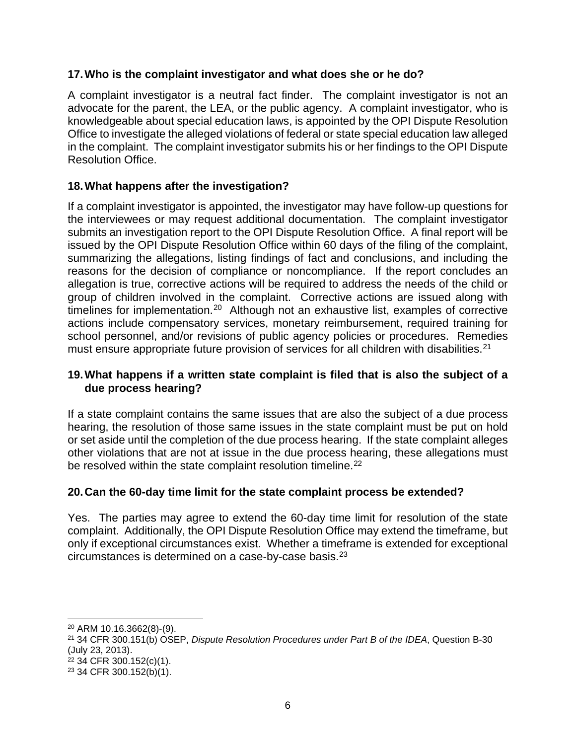### 17. Who is the complaint investigator and what does she or he do?

A complaint investigator is a neutral fact finder. The complaint investigator is not an advocate for the parent, the LEA, or the public agency. A complaint investigator, who is knowledgeable about special education laws, is appointed by the OPI Dispute Resolution Office to investigate the alleged violations of federal or state special education law alleged in the complaint. The complaint investigator submits his or her findings to the OPI Dispute Resolution Office.

### 18. What happens after the investigation?

If a complaint investigator is appointed, the investigator may have follow-up questions for the interviewees or may request additional documentation. The complaint investigator submits an investigation report to the OPI Dispute Resolution Office. A final report will be issued by the OPI Dispute Resolution Office within 60 days of the filing of the complaint, summarizing the allegations, listing findings of fact and conclusions, and including the reasons for the decision of compliance or noncompliance. If the report concludes an allegation is true, corrective actions will be required to address the needs of the child or group of children involved in the complaint. Corrective actions are issued along with timelines for implementation.[20] Although not an exhaustive list, examples of corrective actions include compensatory services, monetary reimbursement, required training for school personnel, and/or revisions of public agency policies or procedures. Remedies must ensure appropriate future provision of services for all children with disabilities.[21]

### 19. What happens if a written state complaint is filed that is also the subject of a due process hearing?

If a state complaint contains the same issues that are also the subject of a due process hearing, the resolution of those same issues in the state complaint must be put on hold or set aside until the completion of the due process hearing. If the state complaint alleges other violations that are not at issue in the due process hearing, these allegations must be resolved within the state complaint resolution timeline.[22]

### 20. Can the 60-day time limit for the state complaint process be extended?

Yes. The parties may agree to extend the 60-day time limit for resolution of the state complaint. Additionally, the OPI Dispute Resolution Office may extend the timeframe, but only if exceptional circumstances exist. Whether a timeframe is extended for exceptional circumstances is determined on a case-by-case basis.[23]

---

[20] ARM 10.16.3662(8)-(9).

[21] 34 CFR 300.151(b) OSEP, *Dispute Resolution Procedures under Part B of the IDEA*, Question B-30 (July 23, 2013).

[22] 34 CFR 300.152(c)(1).

[23] 34 CFR 300.152(b)(1).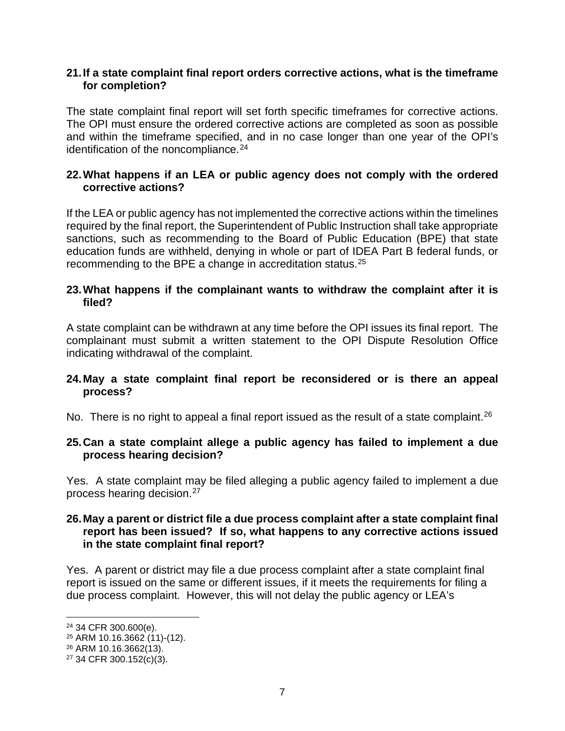**21. If a state complaint final report orders corrective actions, what is the timeframe for completion?**

The state complaint final report will set forth specific timeframes for corrective actions. The OPI must ensure the ordered corrective actions are completed as soon as possible and within the timeframe specified, and in no case longer than one year of the OPI's identification of the noncompliance.[24]

**22. What happens if an LEA or public agency does not comply with the ordered corrective actions?**

If the LEA or public agency has not implemented the corrective actions within the timelines required by the final report, the Superintendent of Public Instruction shall take appropriate sanctions, such as recommending to the Board of Public Education (BPE) that state education funds are withheld, denying in whole or part of IDEA Part B federal funds, or recommending to the BPE a change in accreditation status.[25]

**23. What happens if the complainant wants to withdraw the complaint after it is filed?**

A state complaint can be withdrawn at any time before the OPI issues its final report. The complainant must submit a written statement to the OPI Dispute Resolution Office indicating withdrawal of the complaint.

**24. May a state complaint final report be reconsidered or is there an appeal process?**

No. There is no right to appeal a final report issued as the result of a state complaint.[26]

**25. Can a state complaint allege a public agency has failed to implement a due process hearing decision?**

Yes. A state complaint may be filed alleging a public agency failed to implement a due process hearing decision.[27]

**26. May a parent or district file a due process complaint after a state complaint final report has been issued? If so, what happens to any corrective actions issued in the state complaint final report?**

Yes. A parent or district may file a due process complaint after a state complaint final report is issued on the same or different issues, if it meets the requirements for filing a due process complaint. However, this will not delay the public agency or LEA's

---

[24] 34 CFR 300.600(e).

[25] ARM 10.16.3662 (11)-(12).

[26] ARM 10.16.3662(13).

[27] 34 CFR 300.152(c)(3).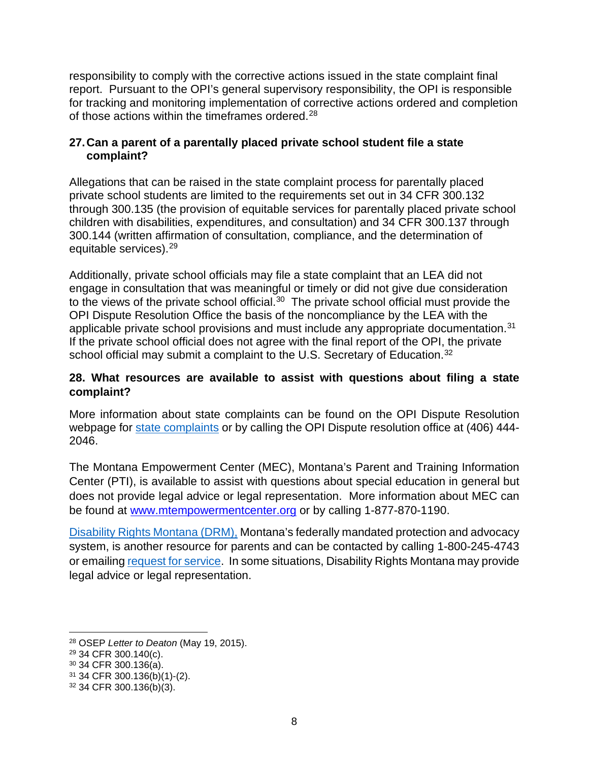responsibility to comply with the corrective actions issued in the state complaint final report. Pursuant to the OPI's general supervisory responsibility, the OPI is responsible for tracking and monitoring implementation of corrective actions ordered and completion of those actions within the timeframes ordered.[28]

### 27. Can a parent of a parentally placed private school student file a state complaint?

Allegations that can be raised in the state complaint process for parentally placed private school students are limited to the requirements set out in 34 CFR 300.132 through 300.135 (the provision of equitable services for parentally placed private school children with disabilities, expenditures, and consultation) and 34 CFR 300.137 through 300.144 (written affirmation of consultation, compliance, and the determination of equitable services).[29]

Additionally, private school officials may file a state complaint that an LEA did not engage in consultation that was meaningful or timely or did not give due consideration to the views of the private school official.[30] The private school official must provide the OPI Dispute Resolution Office the basis of the noncompliance by the LEA with the applicable private school provisions and must include any appropriate documentation.[31] If the private school official does not agree with the final report of the OPI, the private school official may submit a complaint to the U.S. Secretary of Education.[32]

### 28. What resources are available to assist with questions about filing a state complaint?

More information about state complaints can be found on the OPI Dispute Resolution webpage for state complaints or by calling the OPI Dispute resolution office at (406) 444-2046.

The Montana Empowerment Center (MEC), Montana's Parent and Training Information Center (PTI), is available to assist with questions about special education in general but does not provide legal advice or legal representation. More information about MEC can be found at www.mtempowermentcenter.org or by calling 1-877-870-1190.

Disability Rights Montana (DRM), Montana's federally mandated protection and advocacy system, is another resource for parents and can be contacted by calling 1-800-245-4743 or emailing request for service. In some situations, Disability Rights Montana may provide legal advice or legal representation.

---

[28] OSEP *Letter to Deaton* (May 19, 2015).
[29] 34 CFR 300.140(c).
[30] 34 CFR 300.136(a).
[31] 34 CFR 300.136(b)(1)-(2).
[32] 34 CFR 300.136(b)(3).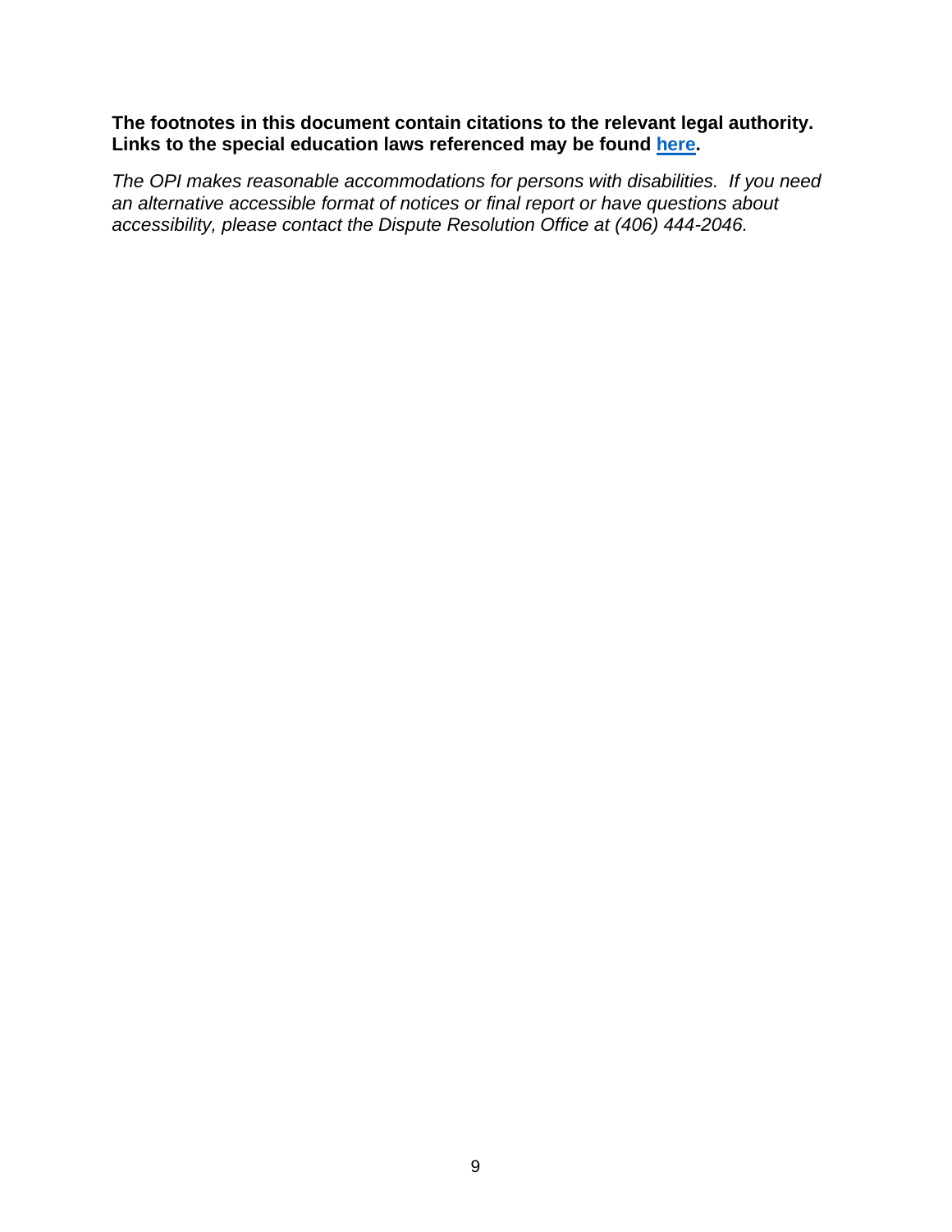**The footnotes in this document contain citations to the relevant legal authority. Links to the special education laws referenced may be found here.**

*The OPI makes reasonable accommodations for persons with disabilities. If you need an alternative accessible format of notices or final report or have questions about accessibility, please contact the Dispute Resolution Office at (406) 444-2046.*